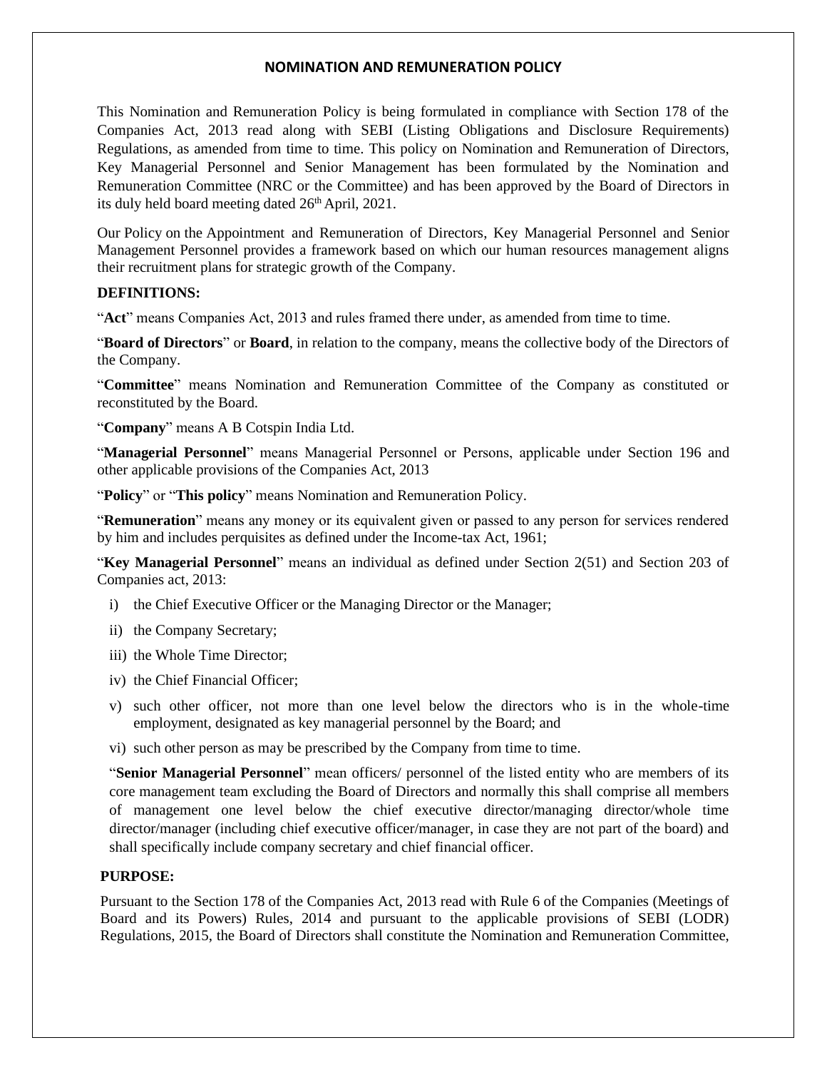# NOMINATION AND REMUNERATION POLICY

This Nomination and Remuneration Policy is being formulated in compliance with Section 178 of the Companies Act, 2013 read along with SEBI (Listing Obligations and Disclosure Requirements) Regulations, as amended from time to time. This policy on Nomination and Remuneration of Directors, Key Managerial Personnel and Senior Management has been formulated by the Nomination and Remuneration Committee (NRC or the Committee) and has been approved by the Board of Directors in its duly held board meeting dated 26th April, 2021.

Our Policy on the Appointment and Remuneration of Directors, Key Managerial Personnel and Senior Management Personnel provides a framework based on which our human resources management aligns their recruitment plans for strategic growth of the Company.

## DEFINITIONS:

"**Act**" means Companies Act, 2013 and rules framed there under, as amended from time to time.

"**Board of Directors**" or **Board**, in relation to the company, means the collective body of the Directors of the Company.

"**Committee**" means Nomination and Remuneration Committee of the Company as constituted or reconstituted by the Board.

"**Company**" means A B Cotspin India Ltd.

"**Managerial Personnel**" means Managerial Personnel or Persons, applicable under Section 196 and other applicable provisions of the Companies Act, 2013

"**Policy**" or "**This policy**" means Nomination and Remuneration Policy.

"**Remuneration**" means any money or its equivalent given or passed to any person for services rendered by him and includes perquisites as defined under the Income-tax Act, 1961;

"**Key Managerial Personnel**" means an individual as defined under Section 2(51) and Section 203 of Companies act, 2013:

i) the Chief Executive Officer or the Managing Director or the Manager;

ii) the Company Secretary;

iii) the Whole Time Director;

iv) the Chief Financial Officer;

v) such other officer, not more than one level below the directors who is in the whole-time employment, designated as key managerial personnel by the Board; and

vi) such other person as may be prescribed by the Company from time to time.

"**Senior Managerial Personnel**" mean officers/ personnel of the listed entity who are members of its core management team excluding the Board of Directors and normally this shall comprise all members of management one level below the chief executive director/managing director/whole time director/manager (including chief executive officer/manager, in case they are not part of the board) and shall specifically include company secretary and chief financial officer.

## PURPOSE:

Pursuant to the Section 178 of the Companies Act, 2013 read with Rule 6 of the Companies (Meetings of Board and its Powers) Rules, 2014 and pursuant to the applicable provisions of SEBI (LODR) Regulations, 2015, the Board of Directors shall constitute the Nomination and Remuneration Committee,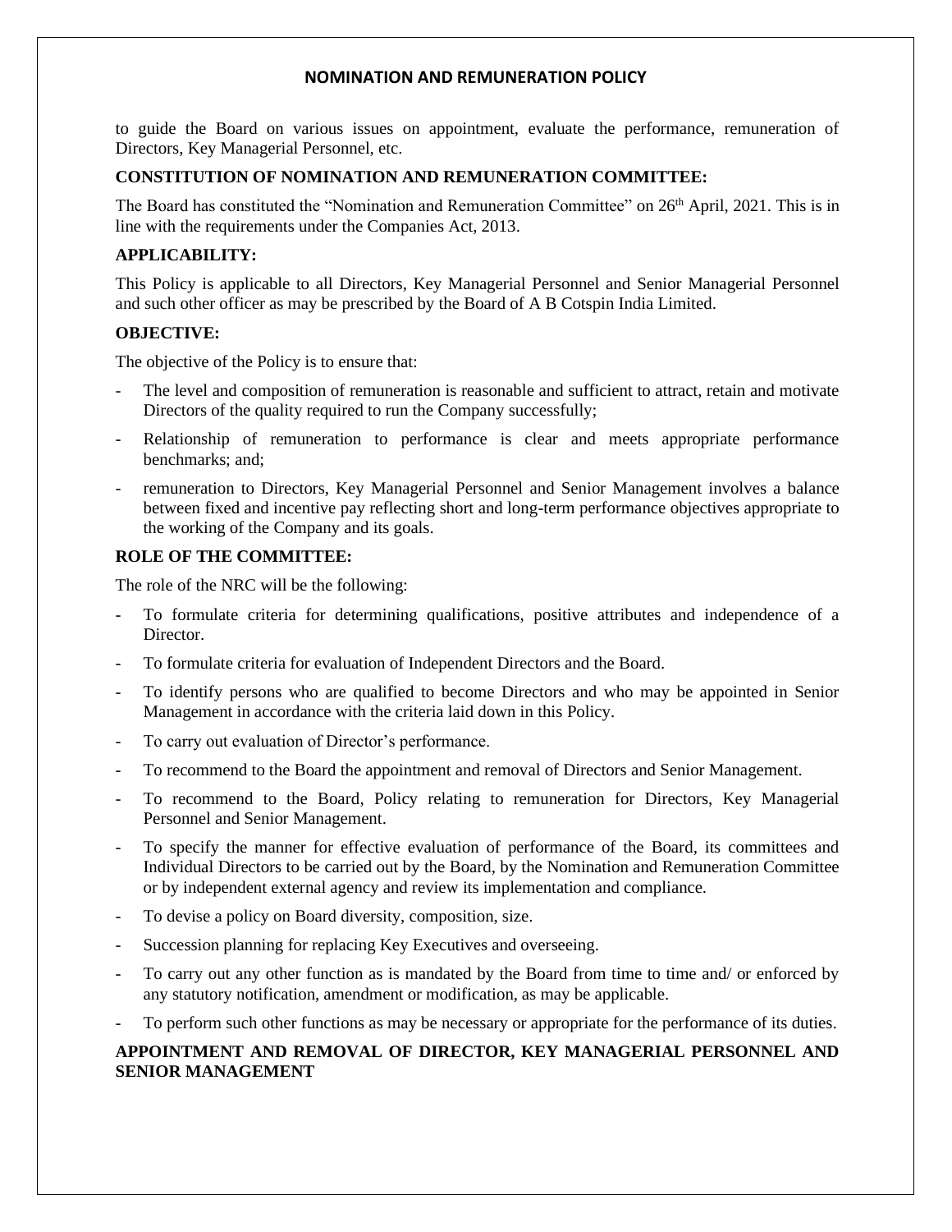# NOMINATION AND REMUNERATION POLICY

to guide the Board on various issues on appointment, evaluate the performance, remuneration of Directors, Key Managerial Personnel, etc.

**CONSTITUTION OF NOMINATION AND REMUNERATION COMMITTEE:**

The Board has constituted the "Nomination and Remuneration Committee" on 26th April, 2021. This is in line with the requirements under the Companies Act, 2013.

**APPLICABILITY:**

This Policy is applicable to all Directors, Key Managerial Personnel and Senior Managerial Personnel and such other officer as may be prescribed by the Board of A B Cotspin India Limited.

**OBJECTIVE:**

The objective of the Policy is to ensure that:

- The level and composition of remuneration is reasonable and sufficient to attract, retain and motivate Directors of the quality required to run the Company successfully;
- Relationship of remuneration to performance is clear and meets appropriate performance benchmarks; and;
- remuneration to Directors, Key Managerial Personnel and Senior Management involves a balance between fixed and incentive pay reflecting short and long-term performance objectives appropriate to the working of the Company and its goals.

**ROLE OF THE COMMITTEE:**

The role of the NRC will be the following:

- To formulate criteria for determining qualifications, positive attributes and independence of a Director.
- To formulate criteria for evaluation of Independent Directors and the Board.
- To identify persons who are qualified to become Directors and who may be appointed in Senior Management in accordance with the criteria laid down in this Policy.
- To carry out evaluation of Director's performance.
- To recommend to the Board the appointment and removal of Directors and Senior Management.
- To recommend to the Board, Policy relating to remuneration for Directors, Key Managerial Personnel and Senior Management.
- To specify the manner for effective evaluation of performance of the Board, its committees and Individual Directors to be carried out by the Board, by the Nomination and Remuneration Committee or by independent external agency and review its implementation and compliance.
- To devise a policy on Board diversity, composition, size.
- Succession planning for replacing Key Executives and overseeing.
- To carry out any other function as is mandated by the Board from time to time and/ or enforced by any statutory notification, amendment or modification, as may be applicable.
- To perform such other functions as may be necessary or appropriate for the performance of its duties.

**APPOINTMENT AND REMOVAL OF DIRECTOR, KEY MANAGERIAL PERSONNEL AND SENIOR MANAGEMENT**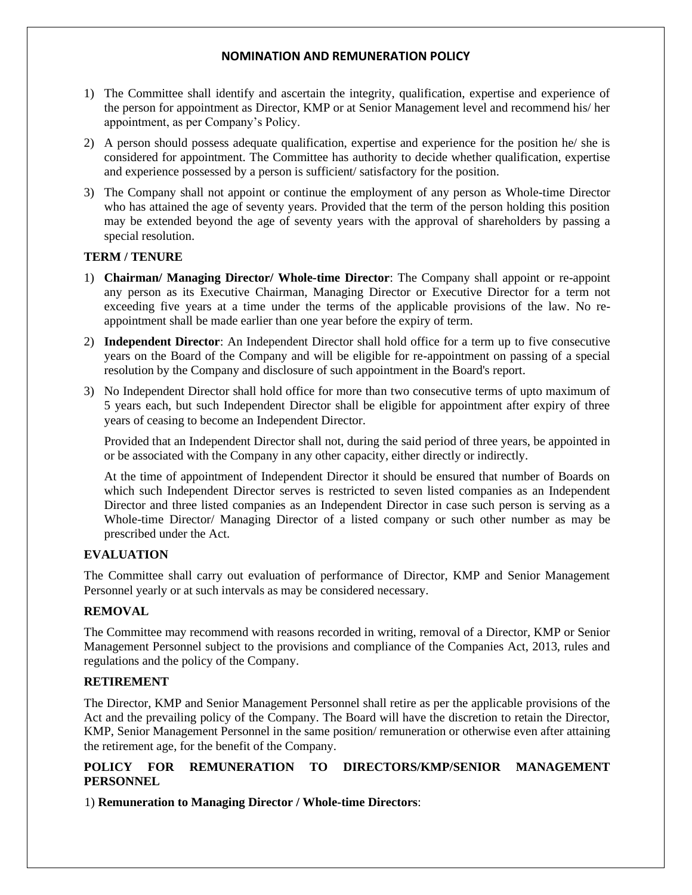## NOMINATION AND REMUNERATION POLICY

1) The Committee shall identify and ascertain the integrity, qualification, expertise and experience of the person for appointment as Director, KMP or at Senior Management level and recommend his/ her appointment, as per Company's Policy.
2) A person should possess adequate qualification, expertise and experience for the position he/ she is considered for appointment. The Committee has authority to decide whether qualification, expertise and experience possessed by a person is sufficient/ satisfactory for the position.
3) The Company shall not appoint or continue the employment of any person as Whole-time Director who has attained the age of seventy years. Provided that the term of the person holding this position may be extended beyond the age of seventy years with the approval of shareholders by passing a special resolution.

### TERM / TENURE

1) **Chairman/ Managing Director/ Whole-time Director**: The Company shall appoint or re-appoint any person as its Executive Chairman, Managing Director or Executive Director for a term not exceeding five years at a time under the terms of the applicable provisions of the law. No re-appointment shall be made earlier than one year before the expiry of term.
2) **Independent Director**: An Independent Director shall hold office for a term up to five consecutive years on the Board of the Company and will be eligible for re-appointment on passing of a special resolution by the Company and disclosure of such appointment in the Board's report.
3) No Independent Director shall hold office for more than two consecutive terms of upto maximum of 5 years each, but such Independent Director shall be eligible for appointment after expiry of three years of ceasing to become an Independent Director.

   Provided that an Independent Director shall not, during the said period of three years, be appointed in or be associated with the Company in any other capacity, either directly or indirectly.

   At the time of appointment of Independent Director it should be ensured that number of Boards on which such Independent Director serves is restricted to seven listed companies as an Independent Director and three listed companies as an Independent Director in case such person is serving as a Whole-time Director/ Managing Director of a listed company or such other number as may be prescribed under the Act.

### EVALUATION

The Committee shall carry out evaluation of performance of Director, KMP and Senior Management Personnel yearly or at such intervals as may be considered necessary.

### REMOVAL

The Committee may recommend with reasons recorded in writing, removal of a Director, KMP or Senior Management Personnel subject to the provisions and compliance of the Companies Act, 2013, rules and regulations and the policy of the Company.

### RETIREMENT

The Director, KMP and Senior Management Personnel shall retire as per the applicable provisions of the Act and the prevailing policy of the Company. The Board will have the discretion to retain the Director, KMP, Senior Management Personnel in the same position/ remuneration or otherwise even after attaining the retirement age, for the benefit of the Company.

### POLICY FOR REMUNERATION TO DIRECTORS/KMP/SENIOR MANAGEMENT PERSONNEL

1) **Remuneration to Managing Director / Whole-time Directors**: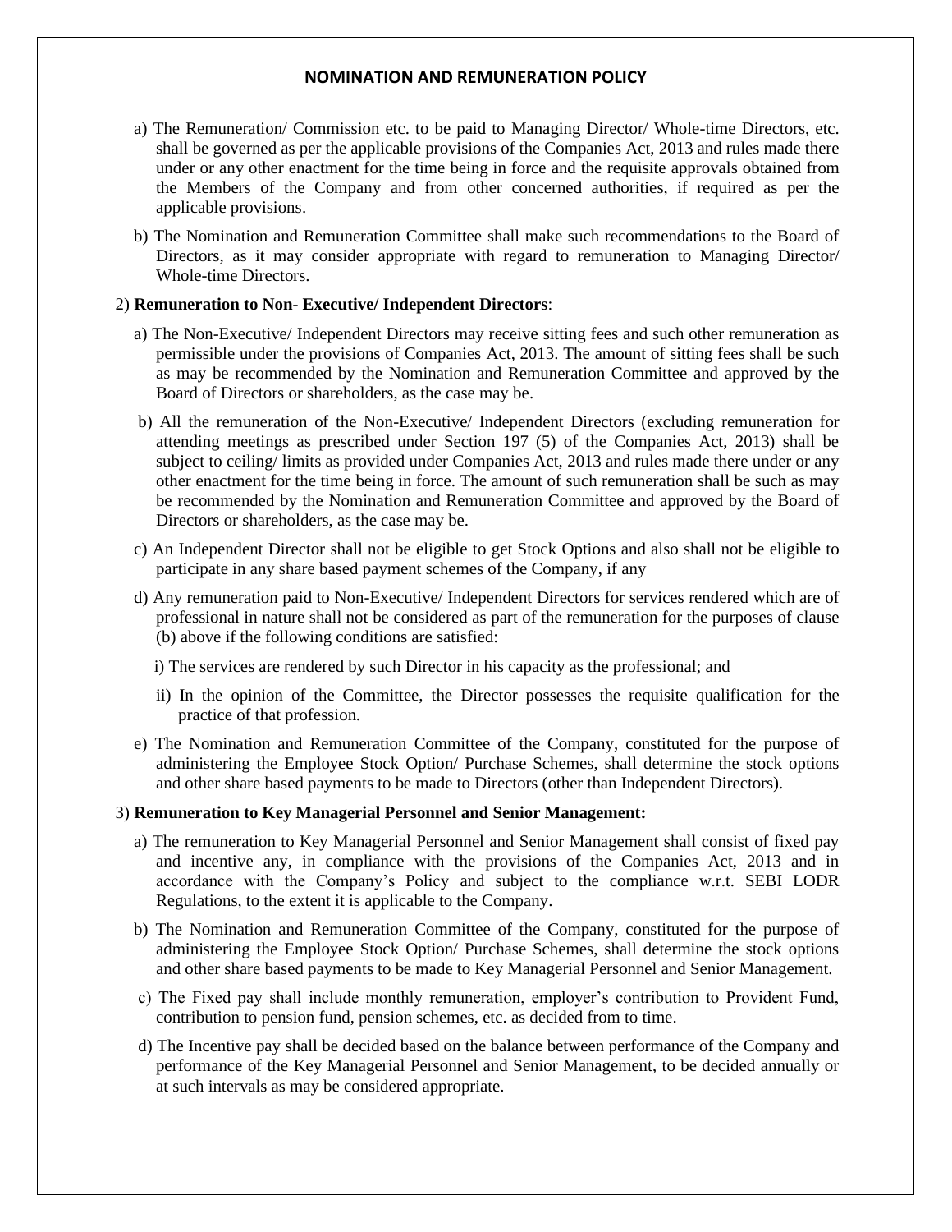**NOMINATION AND REMUNERATION POLICY**

a) The Remuneration/ Commission etc. to be paid to Managing Director/ Whole-time Directors, etc. shall be governed as per the applicable provisions of the Companies Act, 2013 and rules made there under or any other enactment for the time being in force and the requisite approvals obtained from the Members of the Company and from other concerned authorities, if required as per the applicable provisions.

b) The Nomination and Remuneration Committee shall make such recommendations to the Board of Directors, as it may consider appropriate with regard to remuneration to Managing Director/ Whole-time Directors.

2) **Remuneration to Non- Executive/ Independent Directors**:

a) The Non-Executive/ Independent Directors may receive sitting fees and such other remuneration as permissible under the provisions of Companies Act, 2013. The amount of sitting fees shall be such as may be recommended by the Nomination and Remuneration Committee and approved by the Board of Directors or shareholders, as the case may be.

b) All the remuneration of the Non-Executive/ Independent Directors (excluding remuneration for attending meetings as prescribed under Section 197 (5) of the Companies Act, 2013) shall be subject to ceiling/ limits as provided under Companies Act, 2013 and rules made there under or any other enactment for the time being in force. The amount of such remuneration shall be such as may be recommended by the Nomination and Remuneration Committee and approved by the Board of Directors or shareholders, as the case may be.

c) An Independent Director shall not be eligible to get Stock Options and also shall not be eligible to participate in any share based payment schemes of the Company, if any

d) Any remuneration paid to Non-Executive/ Independent Directors for services rendered which are of professional in nature shall not be considered as part of the remuneration for the purposes of clause (b) above if the following conditions are satisfied:

i) The services are rendered by such Director in his capacity as the professional; and

ii) In the opinion of the Committee, the Director possesses the requisite qualification for the practice of that profession.

e) The Nomination and Remuneration Committee of the Company, constituted for the purpose of administering the Employee Stock Option/ Purchase Schemes, shall determine the stock options and other share based payments to be made to Directors (other than Independent Directors).

3) **Remuneration to Key Managerial Personnel and Senior Management:**

a) The remuneration to Key Managerial Personnel and Senior Management shall consist of fixed pay and incentive any, in compliance with the provisions of the Companies Act, 2013 and in accordance with the Company's Policy and subject to the compliance w.r.t. SEBI LODR Regulations, to the extent it is applicable to the Company.

b) The Nomination and Remuneration Committee of the Company, constituted for the purpose of administering the Employee Stock Option/ Purchase Schemes, shall determine the stock options and other share based payments to be made to Key Managerial Personnel and Senior Management.

c) The Fixed pay shall include monthly remuneration, employer's contribution to Provident Fund, contribution to pension fund, pension schemes, etc. as decided from to time.

d) The Incentive pay shall be decided based on the balance between performance of the Company and performance of the Key Managerial Personnel and Senior Management, to be decided annually or at such intervals as may be considered appropriate.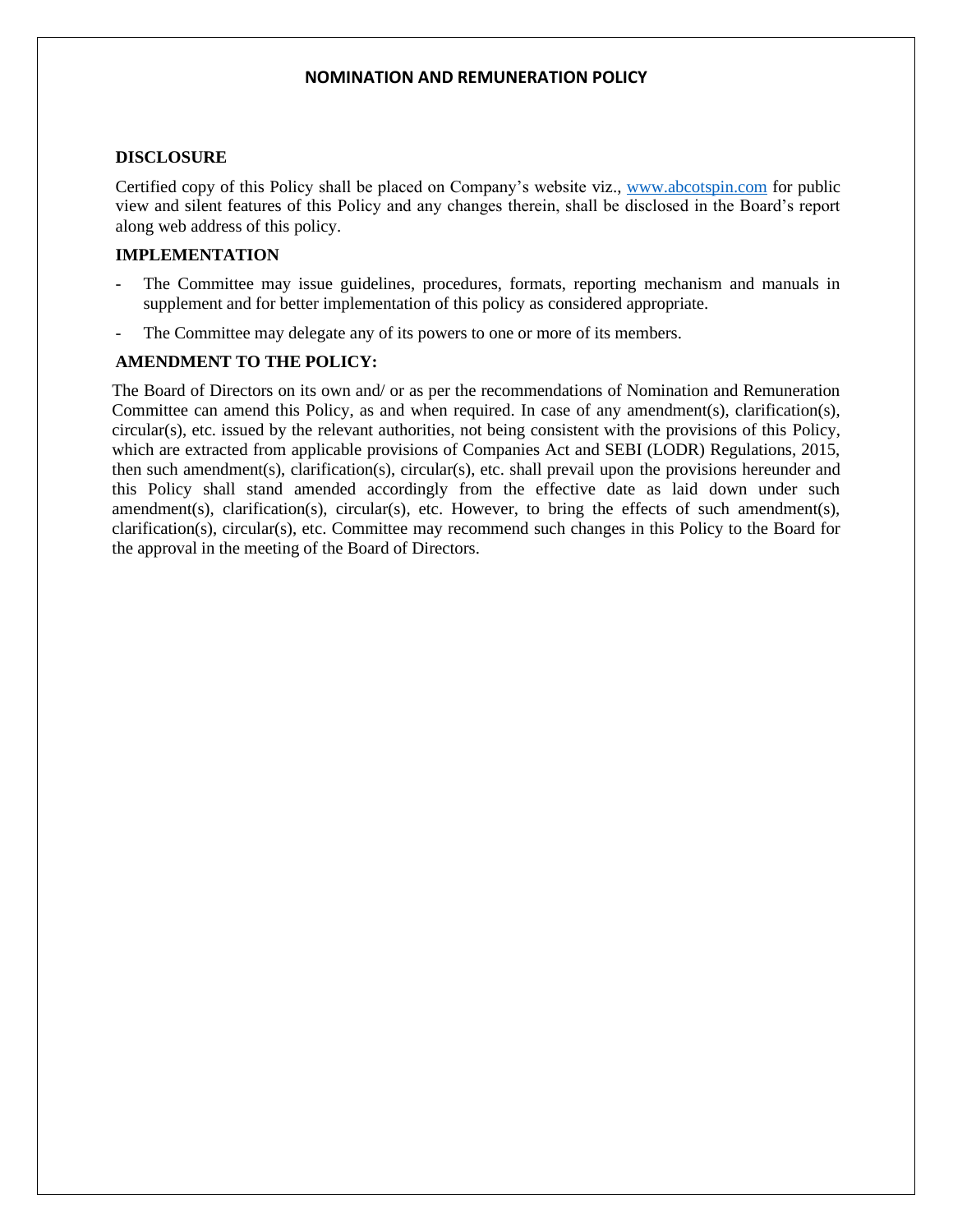# NOMINATION AND REMUNERATION POLICY

## DISCLOSURE

Certified copy of this Policy shall be placed on Company's website viz., www.abcotspin.com for public view and silent features of this Policy and any changes therein, shall be disclosed in the Board's report along web address of this policy.

## IMPLEMENTATION

- The Committee may issue guidelines, procedures, formats, reporting mechanism and manuals in supplement and for better implementation of this policy as considered appropriate.
- The Committee may delegate any of its powers to one or more of its members.

## AMENDMENT TO THE POLICY:

The Board of Directors on its own and/ or as per the recommendations of Nomination and Remuneration Committee can amend this Policy, as and when required. In case of any amendment(s), clarification(s), circular(s), etc. issued by the relevant authorities, not being consistent with the provisions of this Policy, which are extracted from applicable provisions of Companies Act and SEBI (LODR) Regulations, 2015, then such amendment(s), clarification(s), circular(s), etc. shall prevail upon the provisions hereunder and this Policy shall stand amended accordingly from the effective date as laid down under such amendment(s), clarification(s), circular(s), etc. However, to bring the effects of such amendment(s), clarification(s), circular(s), etc. Committee may recommend such changes in this Policy to the Board for the approval in the meeting of the Board of Directors.